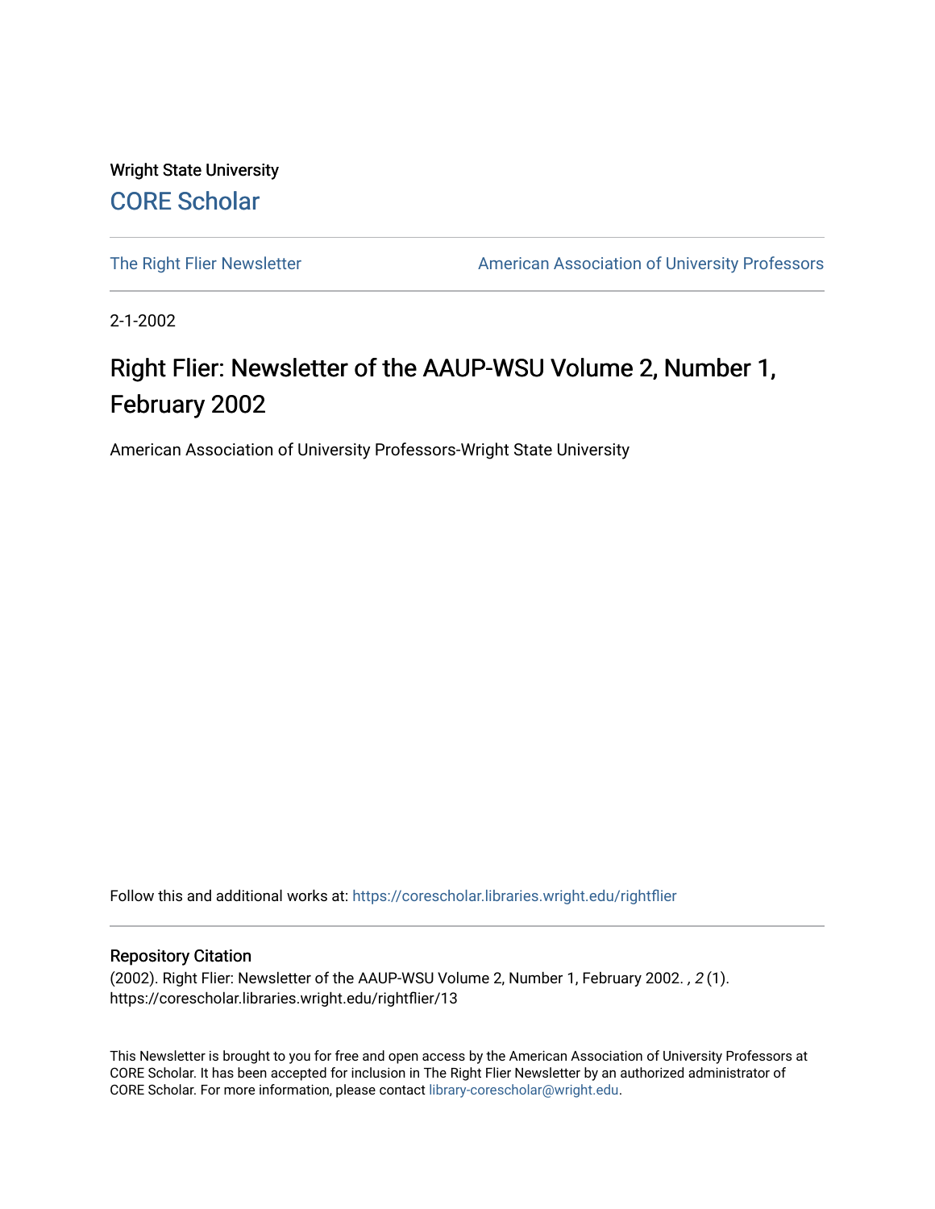Wright State University

CORE Scholar

The Right Flier Newsletter

American Association of University Professors

2-1-2002

# Right Flier: Newsletter of the AAUP-WSU Volume 2, Number 1, February 2002

American Association of University Professors-Wright State University

Follow this and additional works at: https://corescholar.libraries.wright.edu/rightflier

## Repository Citation

(2002). Right Flier: Newsletter of the AAUP-WSU Volume 2, Number 1, February 2002. , *2* (1). https://corescholar.libraries.wright.edu/rightflier/13

This Newsletter is brought to you for free and open access by the American Association of University Professors at CORE Scholar. It has been accepted for inclusion in The Right Flier Newsletter by an authorized administrator of CORE Scholar. For more information, please contact library-corescholar@wright.edu.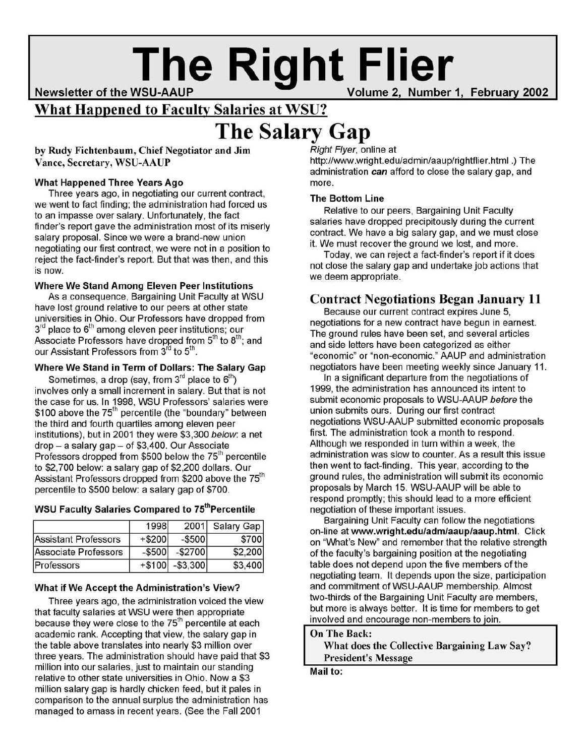# The Right Flier

Newsletter of the WSU-AAUP Volume 2, Number 1, February 2002

## What Happened to Faculty Salaries at WSU?

# The Salary Gap

**by Rudy Fichtenbaum, Chief Negotiator and Jim Vance, Secretary, WSU-AAUP**

### What Happened Three Years Ago

Three years ago, in negotiating our current contract, we went to fact finding; the administration had forced us to an impasse over salary. Unfortunately, the fact finder's report gave the administration most of its miserly salary proposal. Since we were a brand-new union negotiating our first contract, we were not in a position to reject the fact-finder's report. But that was then, and this is now.

### Where We Stand Among Eleven Peer Institutions

As a consequence, Bargaining Unit Faculty at WSU have lost ground relative to our peers at other state universities in Ohio. Our Professors have dropped from 3rd place to 6th among eleven peer institutions; our Associate Professors have dropped from 5th to 8th; and our Assistant Professors from 3rd to 5th.

### Where We Stand in Term of Dollars: The Salary Gap

Sometimes, a drop (say, from 3rd place to 6th) involves only a small increment in salary. But that is not the case for us. In 1998, WSU Professors' salaries were $100 above the 75th percentile (the "boundary" between the third and fourth quartiles among eleven peer institutions), but in 2001 they were $3,300 *below*: a net drop – a salary gap – of $3,400. Our Associate Professors dropped from $500 below the 75th percentile to $2,700 below: a salary gap of $2,200 dollars. Our Assistant Professors dropped from $200 above the 75th percentile to $500 below: a salary gap of $700.

### WSU Faculty Salaries Compared to 75th Percentile

| | 1998 | 2001 | Salary Gap |
|---|---|---|---|
| Assistant Professors | +$200 | -$500 | $700 |
| Associate Professors | -$500 | -$2700 | $2,200 |
| Professors | +$100 | -$3,300 | $3,400 |

### What if We Accept the Administration's View?

Three years ago, the administration voiced the view that faculty salaries at WSU were then appropriate because they were close to the 75th percentile at each academic rank. Accepting that view, the salary gap in the table above translates into nearly $3 million over three years. The administration should have paid that $3 million into our salaries, just to maintain our standing relative to other state universities in Ohio. Now a $3 million salary gap is hardly chicken feed, but it pales in comparison to the annual surplus the administration has managed to amass in recent years. (See the Fall 2001 *Right Flyer*, online at http://www.wright.edu/admin/aaup/rightflier.html .) The administration ***can*** afford to close the salary gap, and more.

### The Bottom Line

Relative to our peers, Bargaining Unit Faculty salaries have dropped precipitously during the current contract. We have a big salary gap, and we must close it. We must recover the ground we lost, and more.

Today, we can reject a fact-finder's report if it does not close the salary gap and undertake job actions that we deem appropriate.

## Contract Negotiations Began January 11

Because our current contract expires June 5, negotiations for a new contract have begun in earnest. The ground rules have been set, and several articles and side letters have been categorized as either "economic" or "non-economic." AAUP and administration negotiators have been meeting weekly since January 11.

In a significant departure from the negotiations of 1999, the administration has announced its intent to submit economic proposals to WSU-AAUP *before* the union submits ours. During our first contract negotiations WSU-AAUP submitted economic proposals first. The administration took a month to respond. Although we responded in turn within a week, the administration was slow to counter. As a result this issue then went to fact-finding. This year, according to the ground rules, the administration will submit its economic proposals by March 15. WSU-AAUP will be able to respond promptly; this should lead to a more efficient negotiation of these important issues.

Bargaining Unit Faculty can follow the negotiations on-line at **www.wright.edu/adm/aaup/aaup.html**. Click on "What's New" and remember that the relative strength of the faculty's bargaining position at the negotiating table does not depend upon the five members of the negotiating team. It depends upon the size, participation and commitment of WSU-AAUP membership. Almost two-thirds of the Bargaining Unit Faculty are members, but more is always better. It is time for members to get involved and encourage non-members to join.

**On The Back:**
**What does the Collective Bargaining Law Say?**
**President's Message**

**Mail to:**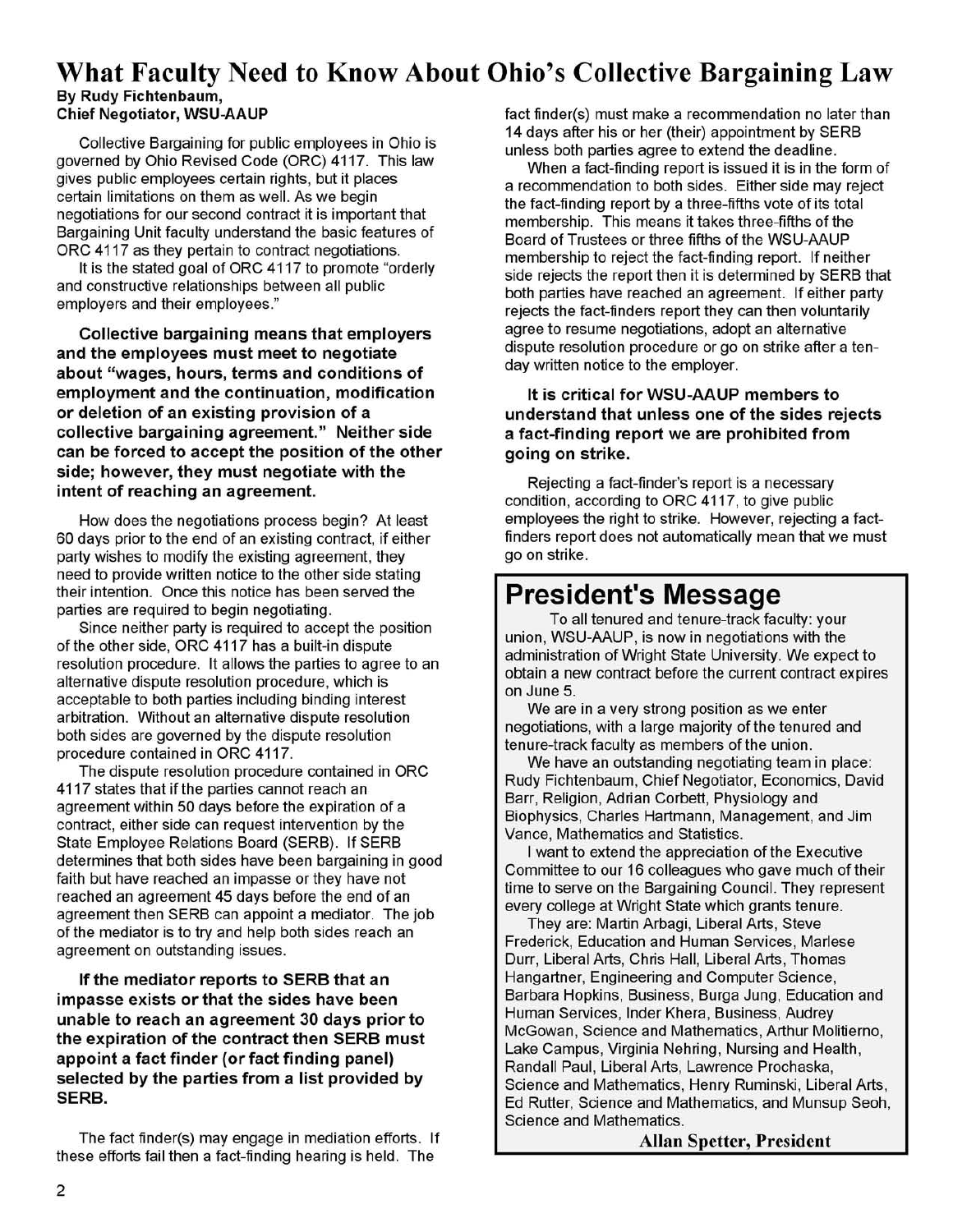# What Faculty Need to Know About Ohio's Collective Bargaining Law

**By Rudy Fichtenbaum,**
**Chief Negotiator, WSU-AAUP**

Collective Bargaining for public employees in Ohio is governed by Ohio Revised Code (ORC) 4117. This law gives public employees certain rights, but it places certain limitations on them as well. As we begin negotiations for our second contract it is important that Bargaining Unit faculty understand the basic features of ORC 4117 as they pertain to contract negotiations.

It is the stated goal of ORC 4117 to promote "orderly and constructive relationships between all public employers and their employees."

**Collective bargaining means that employers and the employees must meet to negotiate about "wages, hours, terms and conditions of employment and the continuation, modification or deletion of an existing provision of a collective bargaining agreement." Neither side can be forced to accept the position of the other side; however, they must negotiate with the intent of reaching an agreement.**

How does the negotiations process begin? At least 60 days prior to the end of an existing contract, if either party wishes to modify the existing agreement, they need to provide written notice to the other side stating their intention. Once this notice has been served the parties are required to begin negotiating.

Since neither party is required to accept the position of the other side, ORC 4117 has a built-in dispute resolution procedure. It allows the parties to agree to an alternative dispute resolution procedure, which is acceptable to both parties including binding interest arbitration. Without an alternative dispute resolution both sides are governed by the dispute resolution procedure contained in ORC 4117.

The dispute resolution procedure contained in ORC 4117 states that if the parties cannot reach an agreement within 50 days before the expiration of a contract, either side can request intervention by the State Employee Relations Board (SERB). If SERB determines that both sides have been bargaining in good faith but have reached an impasse or they have not reached an agreement 45 days before the end of an agreement then SERB can appoint a mediator. The job of the mediator is to try and help both sides reach an agreement on outstanding issues.

**If the mediator reports to SERB that an impasse exists or that the sides have been unable to reach an agreement 30 days prior to the expiration of the contract then SERB must appoint a fact finder (or fact finding panel) selected by the parties from a list provided by SERB.**

The fact finder(s) may engage in mediation efforts. If these efforts fail then a fact-finding hearing is held. The fact finder(s) must make a recommendation no later than 14 days after his or her (their) appointment by SERB unless both parties agree to extend the deadline.

When a fact-finding report is issued it is in the form of a recommendation to both sides. Either side may reject the fact-finding report by a three-fifths vote of its total membership. This means it takes three-fifths of the Board of Trustees or three fifths of the WSU-AAUP membership to reject the fact-finding report. If neither side rejects the report then it is determined by SERB that both parties have reached an agreement. If either party rejects the fact-finders report they can then voluntarily agree to resume negotiations, adopt an alternative dispute resolution procedure or go on strike after a ten-day written notice to the employer.

**It is critical for WSU-AAUP members to understand that unless one of the sides rejects a fact-finding report we are prohibited from going on strike.**

Rejecting a fact-finder's report is a necessary condition, according to ORC 4117, to give public employees the right to strike. However, rejecting a fact-finders report does not automatically mean that we must go on strike.

## President's Message

To all tenured and tenure-track faculty: your union, WSU-AAUP, is now in negotiations with the administration of Wright State University. We expect to obtain a new contract before the current contract expires on June 5.

We are in a very strong position as we enter negotiations, with a large majority of the tenured and tenure-track faculty as members of the union.

We have an outstanding negotiating team in place: Rudy Fichtenbaum, Chief Negotiator, Economics, David Barr, Religion, Adrian Corbett, Physiology and Biophysics, Charles Hartmann, Management, and Jim Vance, Mathematics and Statistics.

I want to extend the appreciation of the Executive Committee to our 16 colleagues who gave much of their time to serve on the Bargaining Council. They represent every college at Wright State which grants tenure.

They are: Martin Arbagi, Liberal Arts, Steve Frederick, Education and Human Services, Marlese Durr, Liberal Arts, Chris Hall, Liberal Arts, Thomas Hangartner, Engineering and Computer Science, Barbara Hopkins, Business, Burga Jung, Education and Human Services, Inder Khera, Business, Audrey McGowan, Science and Mathematics, Arthur Molitierno, Lake Campus, Virginia Nehring, Nursing and Health, Randall Paul, Liberal Arts, Lawrence Prochaska, Science and Mathematics, Henry Ruminski, Liberal Arts, Ed Rutter, Science and Mathematics, and Munsup Seoh, Science and Mathematics.

**Allan Spetter, President**